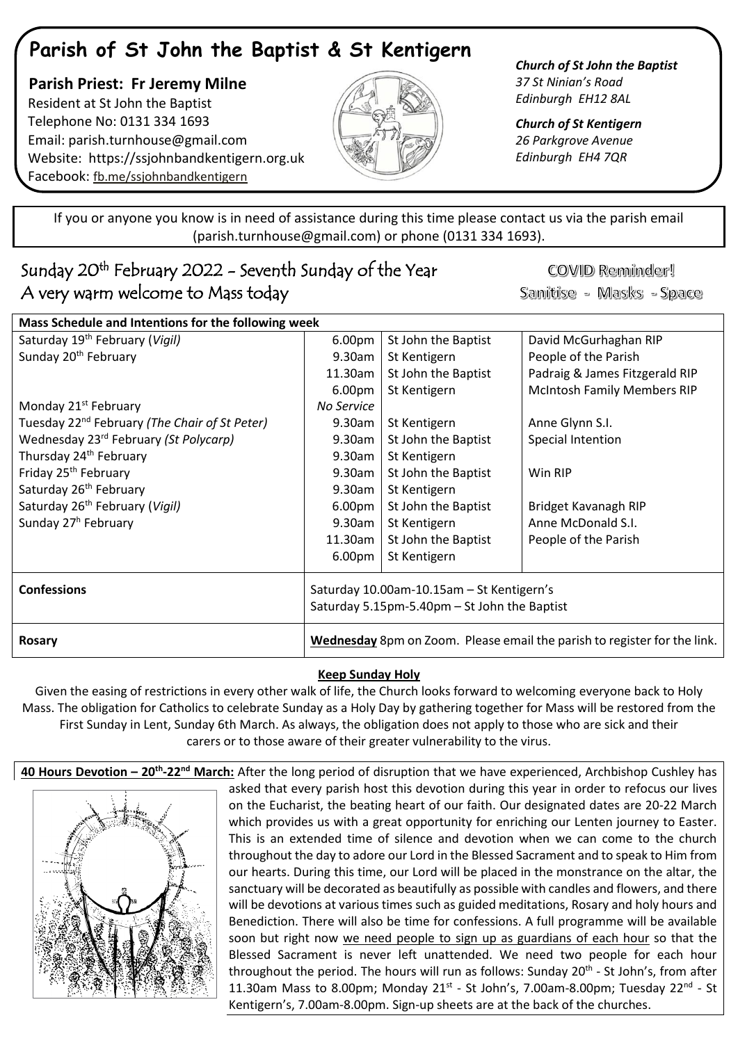# Parish of St John the Baptist & St Kentigern

**Parish Priest: Fr Jeremy Milne**
Resident at St John the Baptist
Telephone No: 0131 334 1693
Email: parish.turnhouse@gmail.com
Website: https://ssjohnbandkentigern.org.uk
Facebook: fb.me/ssjohnbandkentigern

***Church of St John the Baptist***
*37 St Ninian's Road*
*Edinburgh EH12 8AL*

***Church of St Kentigern***
*26 Parkgrove Avenue*
*Edinburgh EH4 7QR*

If you or anyone you know is in need of assistance during this time please contact us via the parish email (parish.turnhouse@gmail.com) or phone (0131 334 1693).

## Sunday 20th February 2022 - Seventh Sunday of the Year
## A very warm welcome to Mass today

**COVID Reminder!**
**Sanitise - Masks - Space**

| **Mass Schedule and Intentions for the following week** | | | |
|---|---|---|---|
| Saturday 19th February (*Vigil)* | 6.00pm | St John the Baptist | David McGurhaghan RIP |
| Sunday 20th February | 9.30am | St Kentigern | People of the Parish |
| | 11.30am | St John the Baptist | Padraig & James Fitzgerald RIP |
| | 6.00pm | St Kentigern | McIntosh Family Members RIP |
| Monday 21st February | *No Service* | | |
| Tuesday 22nd February *(The Chair of St Peter)* | 9.30am | St Kentigern | Anne Glynn S.I. |
| Wednesday 23rd February *(St Polycarp)* | 9.30am | St John the Baptist | Special Intention |
| Thursday 24th February | 9.30am | St Kentigern | |
| Friday 25th February | 9.30am | St John the Baptist | Win RIP |
| Saturday 26th February | 9.30am | St Kentigern | |
| Saturday 26th February (*Vigil)* | 6.00pm | St John the Baptist | Bridget Kavanagh RIP |
| Sunday 27th February | 9.30am | St Kentigern | Anne McDonald S.I. |
| | 11.30am | St John the Baptist | People of the Parish |
| | 6.00pm | St Kentigern | |
| **Confessions** | Saturday 10.00am-10.15am – St Kentigern's<br>Saturday 5.15pm-5.40pm – St John the Baptist | | |
| **Rosary** | **Wednesday** 8pm on Zoom. Please email the parish to register for the link. | | |

### Keep Sunday Holy

Given the easing of restrictions in every other walk of life, the Church looks forward to welcoming everyone back to Holy Mass. The obligation for Catholics to celebrate Sunday as a Holy Day by gathering together for Mass will be restored from the First Sunday in Lent, Sunday 6th March. As always, the obligation does not apply to those who are sick and their carers or to those aware of their greater vulnerability to the virus.

**40 Hours Devotion – 20th-22nd March:** After the long period of disruption that we have experienced, Archbishop Cushley has asked that every parish host this devotion during this year in order to refocus our lives on the Eucharist, the beating heart of our faith. Our designated dates are 20-22 March which provides us with a great opportunity for enriching our Lenten journey to Easter. This is an extended time of silence and devotion when we can come to the church throughout the day to adore our Lord in the Blessed Sacrament and to speak to Him from our hearts. During this time, our Lord will be placed in the monstrance on the altar, the sanctuary will be decorated as beautifully as possible with candles and flowers, and there will be devotions at various times such as guided meditations, Rosary and holy hours and Benediction. There will also be time for confessions. A full programme will be available soon but right now we need people to sign up as guardians of each hour so that the Blessed Sacrament is never left unattended. We need two people for each hour throughout the period. The hours will run as follows: Sunday 20th - St John's, from after 11.30am Mass to 8.00pm; Monday 21st - St John's, 7.00am-8.00pm; Tuesday 22nd - St Kentigern's, 7.00am-8.00pm. Sign-up sheets are at the back of the churches.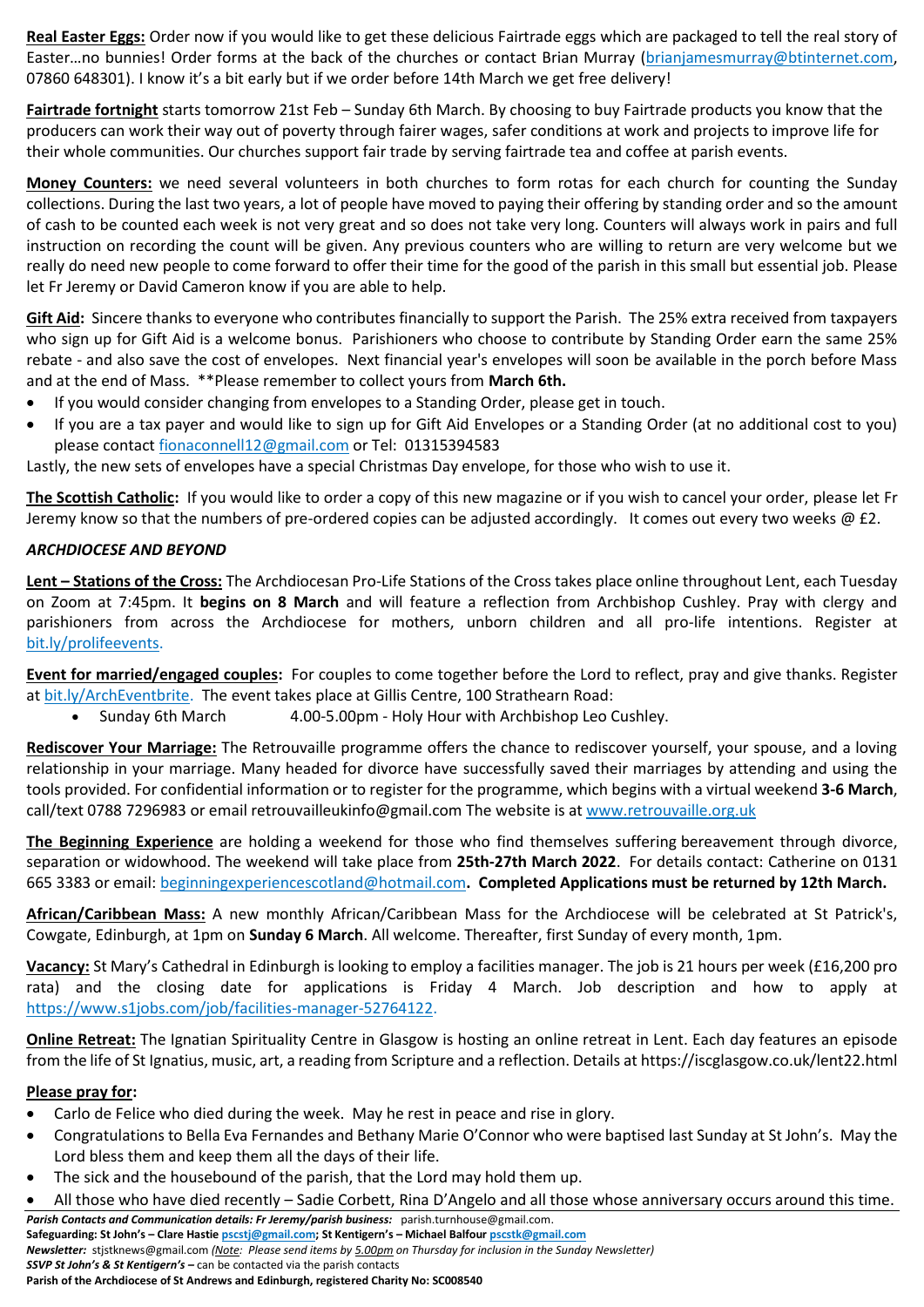**Real Easter Eggs:** Order now if you would like to get these delicious Fairtrade eggs which are packaged to tell the real story of Easter…no bunnies! Order forms at the back of the churches or contact Brian Murray (brianjamesmurray@btinternet.com, 07860 648301). I know it's a bit early but if we order before 14th March we get free delivery!

**Fairtrade fortnight** starts tomorrow 21st Feb – Sunday 6th March. By choosing to buy Fairtrade products you know that the producers can work their way out of poverty through fairer wages, safer conditions at work and projects to improve life for their whole communities. Our churches support fair trade by serving fairtrade tea and coffee at parish events.

**Money Counters:** we need several volunteers in both churches to form rotas for each church for counting the Sunday collections. During the last two years, a lot of people have moved to paying their offering by standing order and so the amount of cash to be counted each week is not very great and so does not take very long. Counters will always work in pairs and full instruction on recording the count will be given. Any previous counters who are willing to return are very welcome but we really do need new people to come forward to offer their time for the good of the parish in this small but essential job. Please let Fr Jeremy or David Cameron know if you are able to help.

**Gift Aid:** Sincere thanks to everyone who contributes financially to support the Parish. The 25% extra received from taxpayers who sign up for Gift Aid is a welcome bonus. Parishioners who choose to contribute by Standing Order earn the same 25% rebate - and also save the cost of envelopes. Next financial year's envelopes will soon be available in the porch before Mass and at the end of Mass. **Please remember to collect yours from **March 6th.**

- If you would consider changing from envelopes to a Standing Order, please get in touch.
- If you are a tax payer and would like to sign up for Gift Aid Envelopes or a Standing Order (at no additional cost to you) please contact fionaconnell12@gmail.com or Tel: 01315394583

Lastly, the new sets of envelopes have a special Christmas Day envelope, for those who wish to use it.

**The Scottish Catholic:** If you would like to order a copy of this new magazine or if you wish to cancel your order, please let Fr Jeremy know so that the numbers of pre-ordered copies can be adjusted accordingly. It comes out every two weeks @ £2.

*ARCHDIOCESE AND BEYOND*

**Lent – Stations of the Cross:** The Archdiocesan Pro-Life Stations of the Cross takes place online throughout Lent, each Tuesday on Zoom at 7:45pm. It **begins on 8 March** and will feature a reflection from Archbishop Cushley. Pray with clergy and parishioners from across the Archdiocese for mothers, unborn children and all pro-life intentions. Register at bit.ly/prolifeevents.

**Event for married/engaged couples:** For couples to come together before the Lord to reflect, pray and give thanks. Register at bit.ly/ArchEventbrite. The event takes place at Gillis Centre, 100 Strathearn Road:

- Sunday 6th March 4.00-5.00pm - Holy Hour with Archbishop Leo Cushley.

**Rediscover Your Marriage:** The Retrouvaille programme offers the chance to rediscover yourself, your spouse, and a loving relationship in your marriage. Many headed for divorce have successfully saved their marriages by attending and using the tools provided. For confidential information or to register for the programme, which begins with a virtual weekend **3-6 March**, call/text 0788 7296983 or email retrouvailleukinfo@gmail.com The website is at www.retrouvaille.org.uk

**The Beginning Experience** are holding a weekend for those who find themselves suffering bereavement through divorce, separation or widowhood. The weekend will take place from **25th-27th March 2022**. For details contact: Catherine on 0131 665 3383 or email: beginningexperiencescotland@hotmail.com**. Completed Applications must be returned by 12th March.**

**African/Caribbean Mass:** A new monthly African/Caribbean Mass for the Archdiocese will be celebrated at St Patrick's, Cowgate, Edinburgh, at 1pm on **Sunday 6 March**. All welcome. Thereafter, first Sunday of every month, 1pm.

**Vacancy:** St Mary's Cathedral in Edinburgh is looking to employ a facilities manager. The job is 21 hours per week (£16,200 pro rata) and the closing date for applications is Friday 4 March. Job description and how to apply at https://www.s1jobs.com/job/facilities-manager-52764122.

**Online Retreat:** The Ignatian Spirituality Centre in Glasgow is hosting an online retreat in Lent. Each day features an episode from the life of St Ignatius, music, art, a reading from Scripture and a reflection. Details at https://iscglasgow.co.uk/lent22.html

**Please pray for:**

- Carlo de Felice who died during the week. May he rest in peace and rise in glory.
- Congratulations to Bella Eva Fernandes and Bethany Marie O'Connor who were baptised last Sunday at St John's. May the Lord bless them and keep them all the days of their life.
- The sick and the housebound of the parish, that the Lord may hold them up.
- All those who have died recently – Sadie Corbett, Rina D'Angelo and all those whose anniversary occurs around this time.

***Parish Contacts and Communication details: Fr Jeremy/parish business:*** parish.turnhouse@gmail.com.
**Safeguarding: St John's – Clare Hastie pscstj@gmail.com; St Kentigern's – Michael Balfour pscstk@gmail.com**
***Newsletter:*** stjstknews@gmail.com *(Note: Please send items by 5.00pm on Thursday for inclusion in the Sunday Newsletter)*
***SSVP St John's & St Kentigern's –*** can be contacted via the parish contacts
**Parish of the Archdiocese of St Andrews and Edinburgh, registered Charity No: SC008540**